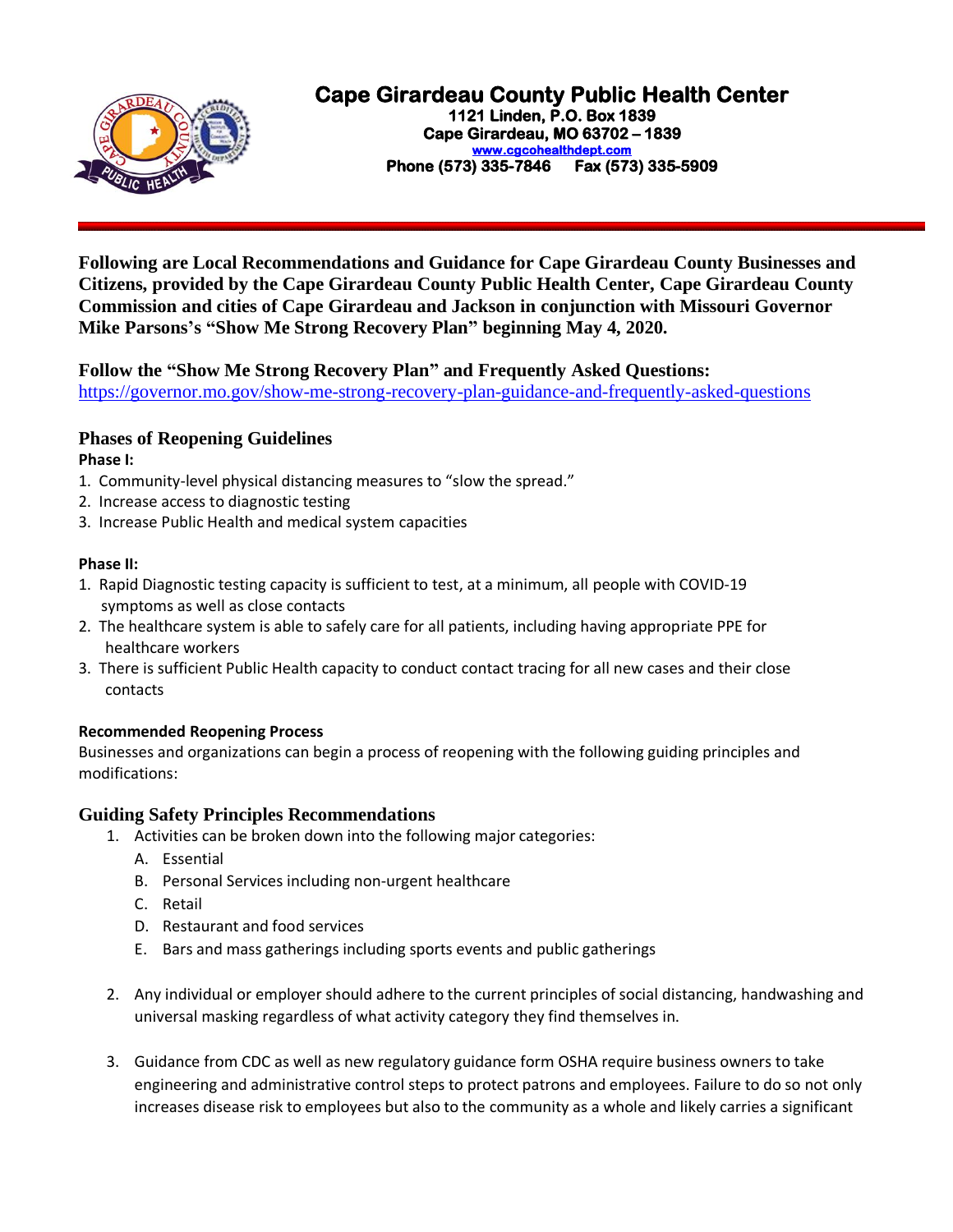# Cape Girardeau County Public Health Center

**1121 Linden, P.O. Box 1839**
**Cape Girardeau, MO 63702 – 1839**
**www.cgcohealthdept.com**
**Phone (573) 335-7846 Fax (573) 335-5909**

**Following are Local Recommendations and Guidance for Cape Girardeau County Businesses and Citizens, provided by the Cape Girardeau County Public Health Center, Cape Girardeau County Commission and cities of Cape Girardeau and Jackson in conjunction with Missouri Governor Mike Parsons's "Show Me Strong Recovery Plan" beginning May 4, 2020.**

**Follow the "Show Me Strong Recovery Plan" and Frequently Asked Questions:**
https://governor.mo.gov/show-me-strong-recovery-plan-guidance-and-frequently-asked-questions

## Phases of Reopening Guidelines

**Phase I:**

1. Community-level physical distancing measures to "slow the spread."
2. Increase access to diagnostic testing
3. Increase Public Health and medical system capacities

**Phase II:**

1. Rapid Diagnostic testing capacity is sufficient to test, at a minimum, all people with COVID-19 symptoms as well as close contacts
2. The healthcare system is able to safely care for all patients, including having appropriate PPE for healthcare workers
3. There is sufficient Public Health capacity to conduct contact tracing for all new cases and their close contacts

**Recommended Reopening Process**

Businesses and organizations can begin a process of reopening with the following guiding principles and modifications:

## Guiding Safety Principles Recommendations

1. Activities can be broken down into the following major categories:
   A. Essential
   B. Personal Services including non-urgent healthcare
   C. Retail
   D. Restaurant and food services
   E. Bars and mass gatherings including sports events and public gatherings

2. Any individual or employer should adhere to the current principles of social distancing, handwashing and universal masking regardless of what activity category they find themselves in.

3. Guidance from CDC as well as new regulatory guidance form OSHA require business owners to take engineering and administrative control steps to protect patrons and employees. Failure to do so not only increases disease risk to employees but also to the community as a whole and likely carries a significant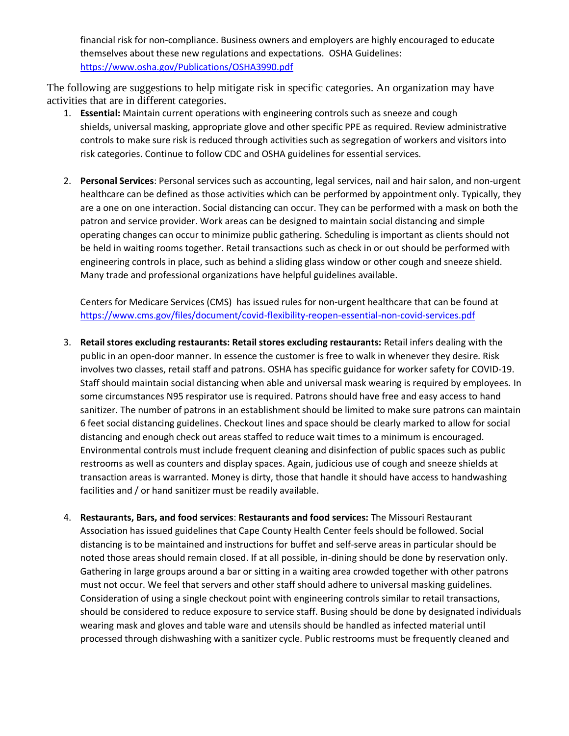financial risk for non-compliance. Business owners and employers are highly encouraged to educate themselves about these new regulations and expectations. OSHA Guidelines: https://www.osha.gov/Publications/OSHA3990.pdf

The following are suggestions to help mitigate risk in specific categories. An organization may have activities that are in different categories.

1. **Essential:** Maintain current operations with engineering controls such as sneeze and cough shields, universal masking, appropriate glove and other specific PPE as required. Review administrative controls to make sure risk is reduced through activities such as segregation of workers and visitors into risk categories. Continue to follow CDC and OSHA guidelines for essential services.

2. **Personal Services**: Personal services such as accounting, legal services, nail and hair salon, and non-urgent healthcare can be defined as those activities which can be performed by appointment only. Typically, they are a one on one interaction. Social distancing can occur. They can be performed with a mask on both the patron and service provider. Work areas can be designed to maintain social distancing and simple operating changes can occur to minimize public gathering. Scheduling is important as clients should not be held in waiting rooms together. Retail transactions such as check in or out should be performed with engineering controls in place, such as behind a sliding glass window or other cough and sneeze shield. Many trade and professional organizations have helpful guidelines available.

   Centers for Medicare Services (CMS) has issued rules for non-urgent healthcare that can be found at https://www.cms.gov/files/document/covid-flexibility-reopen-essential-non-covid-services.pdf

3. **Retail stores excluding restaurants: Retail stores excluding restaurants:** Retail infers dealing with the public in an open-door manner. In essence the customer is free to walk in whenever they desire. Risk involves two classes, retail staff and patrons. OSHA has specific guidance for worker safety for COVID-19. Staff should maintain social distancing when able and universal mask wearing is required by employees. In some circumstances N95 respirator use is required. Patrons should have free and easy access to hand sanitizer. The number of patrons in an establishment should be limited to make sure patrons can maintain 6 feet social distancing guidelines. Checkout lines and space should be clearly marked to allow for social distancing and enough check out areas staffed to reduce wait times to a minimum is encouraged. Environmental controls must include frequent cleaning and disinfection of public spaces such as public restrooms as well as counters and display spaces. Again, judicious use of cough and sneeze shields at transaction areas is warranted. Money is dirty, those that handle it should have access to handwashing facilities and / or hand sanitizer must be readily available.

4. **Restaurants, Bars, and food services**: **Restaurants and food services:** The Missouri Restaurant Association has issued guidelines that Cape County Health Center feels should be followed. Social distancing is to be maintained and instructions for buffet and self-serve areas in particular should be noted those areas should remain closed. If at all possible, in-dining should be done by reservation only. Gathering in large groups around a bar or sitting in a waiting area crowded together with other patrons must not occur. We feel that servers and other staff should adhere to universal masking guidelines. Consideration of using a single checkout point with engineering controls similar to retail transactions, should be considered to reduce exposure to service staff. Busing should be done by designated individuals wearing mask and gloves and table ware and utensils should be handled as infected material until processed through dishwashing with a sanitizer cycle. Public restrooms must be frequently cleaned and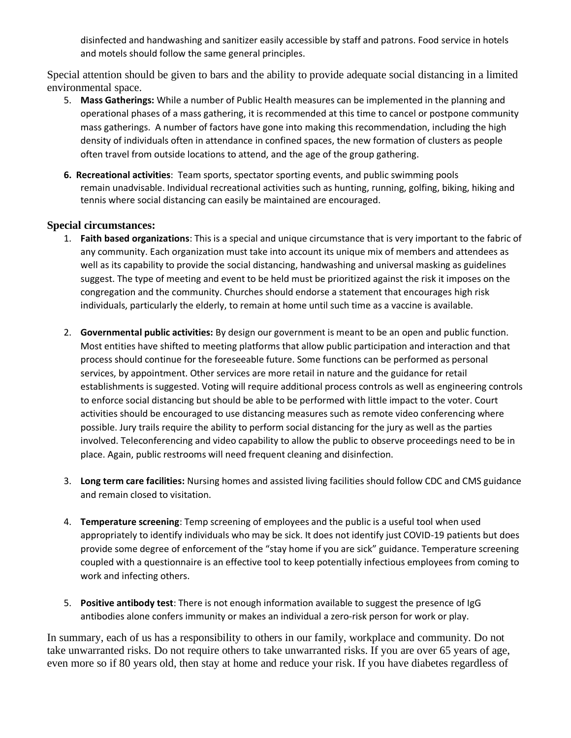disinfected and handwashing and sanitizer easily accessible by staff and patrons. Food service in hotels and motels should follow the same general principles.

Special attention should be given to bars and the ability to provide adequate social distancing in a limited environmental space.

5. **Mass Gatherings:** While a number of Public Health measures can be implemented in the planning and operational phases of a mass gathering, it is recommended at this time to cancel or postpone community mass gatherings. A number of factors have gone into making this recommendation, including the high density of individuals often in attendance in confined spaces, the new formation of clusters as people often travel from outside locations to attend, and the age of the group gathering.

6. **Recreational activities**: Team sports, spectator sporting events, and public swimming pools remain unadvisable. Individual recreational activities such as hunting, running, golfing, biking, hiking and tennis where social distancing can easily be maintained are encouraged.

### Special circumstances:

1. **Faith based organizations**: This is a special and unique circumstance that is very important to the fabric of any community. Each organization must take into account its unique mix of members and attendees as well as its capability to provide the social distancing, handwashing and universal masking as guidelines suggest. The type of meeting and event to be held must be prioritized against the risk it imposes on the congregation and the community. Churches should endorse a statement that encourages high risk individuals, particularly the elderly, to remain at home until such time as a vaccine is available.

2. **Governmental public activities:** By design our government is meant to be an open and public function. Most entities have shifted to meeting platforms that allow public participation and interaction and that process should continue for the foreseeable future. Some functions can be performed as personal services, by appointment. Other services are more retail in nature and the guidance for retail establishments is suggested. Voting will require additional process controls as well as engineering controls to enforce social distancing but should be able to be performed with little impact to the voter. Court activities should be encouraged to use distancing measures such as remote video conferencing where possible. Jury trails require the ability to perform social distancing for the jury as well as the parties involved. Teleconferencing and video capability to allow the public to observe proceedings need to be in place. Again, public restrooms will need frequent cleaning and disinfection.

3. **Long term care facilities:** Nursing homes and assisted living facilities should follow CDC and CMS guidance and remain closed to visitation.

4. **Temperature screening**: Temp screening of employees and the public is a useful tool when used appropriately to identify individuals who may be sick. It does not identify just COVID-19 patients but does provide some degree of enforcement of the "stay home if you are sick" guidance. Temperature screening coupled with a questionnaire is an effective tool to keep potentially infectious employees from coming to work and infecting others.

5. **Positive antibody test**: There is not enough information available to suggest the presence of IgG antibodies alone confers immunity or makes an individual a zero-risk person for work or play.

In summary, each of us has a responsibility to others in our family, workplace and community. Do not take unwarranted risks. Do not require others to take unwarranted risks. If you are over 65 years of age, even more so if 80 years old, then stay at home and reduce your risk. If you have diabetes regardless of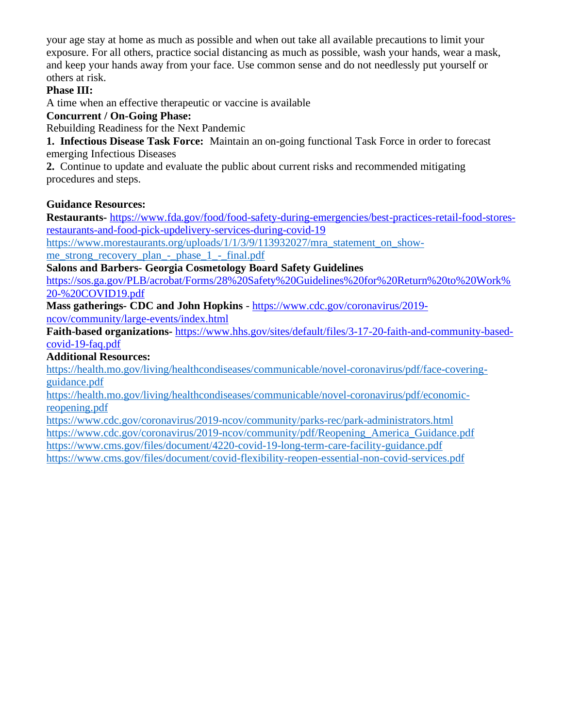your age stay at home as much as possible and when out take all available precautions to limit your exposure. For all others, practice social distancing as much as possible, wash your hands, wear a mask, and keep your hands away from your face. Use common sense and do not needlessly put yourself or others at risk.

**Phase III:**

A time when an effective therapeutic or vaccine is available

**Concurrent / On-Going Phase:**

Rebuilding Readiness for the Next Pandemic

**1. Infectious Disease Task Force:** Maintain an on-going functional Task Force in order to forecast emerging Infectious Diseases

**2.** Continue to update and evaluate the public about current risks and recommended mitigating procedures and steps.

**Guidance Resources:**

**Restaurants-** https://www.fda.gov/food/food-safety-during-emergencies/best-practices-retail-food-stores-restaurants-and-food-pick-updelivery-services-during-covid-19

https://www.morestaurants.org/uploads/1/1/3/9/113932027/mra_statement_on_show-me_strong_recovery_plan_-_phase_1_-_final.pdf

**Salons and Barbers- Georgia Cosmetology Board Safety Guidelines**

https://sos.ga.gov/PLB/acrobat/Forms/28%20Safety%20Guidelines%20for%20Return%20to%20Work%20-%20COVID19.pdf

**Mass gatherings- CDC and John Hopkins** - https://www.cdc.gov/coronavirus/2019-ncov/community/large-events/index.html

**Faith-based organizations-** https://www.hhs.gov/sites/default/files/3-17-20-faith-and-community-based-covid-19-faq.pdf

**Additional Resources:**

https://health.mo.gov/living/healthcondiseases/communicable/novel-coronavirus/pdf/face-covering-guidance.pdf

https://health.mo.gov/living/healthcondiseases/communicable/novel-coronavirus/pdf/economic-reopening.pdf

https://www.cdc.gov/coronavirus/2019-ncov/community/parks-rec/park-administrators.html

https://www.cdc.gov/coronavirus/2019-ncov/community/pdf/Reopening_America_Guidance.pdf

https://www.cms.gov/files/document/4220-covid-19-long-term-care-facility-guidance.pdf

https://www.cms.gov/files/document/covid-flexibility-reopen-essential-non-covid-services.pdf